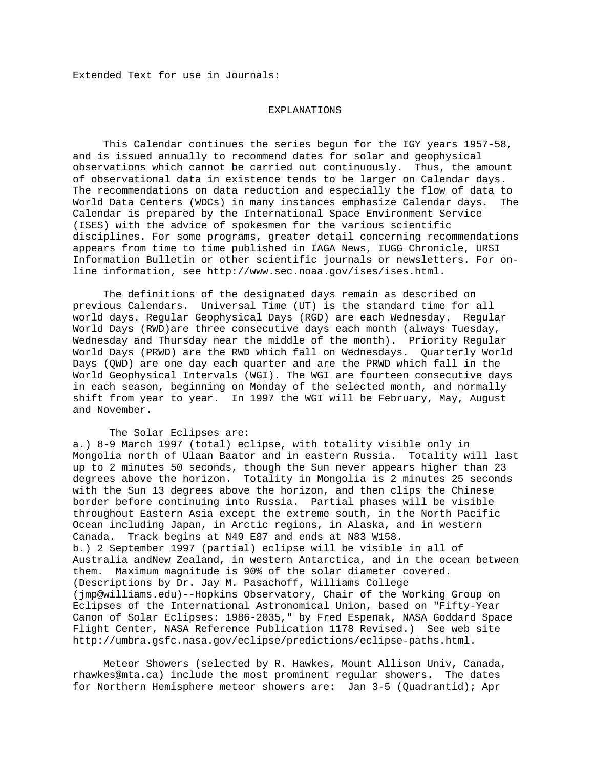Extended Text for use in Journals:

## EXPLANATIONS

This Calendar continues the series begun for the IGY years 1957-58, and is issued annually to recommend dates for solar and geophysical observations which cannot be carried out continuously. Thus, the amount of observational data in existence tends to be larger on Calendar days. The recommendations on data reduction and especially the flow of data to World Data Centers (WDCs) in many instances emphasize Calendar days. The Calendar is prepared by the International Space Environment Service (ISES) with the advice of spokesmen for the various scientific disciplines. For some programs, greater detail concerning recommendations appears from time to time published in IAGA News, IUGG Chronicle, URSI Information Bulletin or other scientific journals or newsletters. For on-line information, see http://www.sec.noaa.gov/ises/ises.html.

The definitions of the designated days remain as described on previous Calendars. Universal Time (UT) is the standard time for all world days. Regular Geophysical Days (RGD) are each Wednesday. Regular World Days (RWD)are three consecutive days each month (always Tuesday, Wednesday and Thursday near the middle of the month). Priority Regular World Days (PRWD) are the RWD which fall on Wednesdays. Quarterly World Days (QWD) are one day each quarter and are the PRWD which fall in the World Geophysical Intervals (WGI). The WGI are fourteen consecutive days in each season, beginning on Monday of the selected month, and normally shift from year to year. In 1997 the WGI will be February, May, August and November.

The Solar Eclipses are:
a.) 8-9 March 1997 (total) eclipse, with totality visible only in Mongolia north of Ulaan Baator and in eastern Russia. Totality will last up to 2 minutes 50 seconds, though the Sun never appears higher than 23 degrees above the horizon. Totality in Mongolia is 2 minutes 25 seconds with the Sun 13 degrees above the horizon, and then clips the Chinese border before continuing into Russia. Partial phases will be visible throughout Eastern Asia except the extreme south, in the North Pacific Ocean including Japan, in Arctic regions, in Alaska, and in western Canada. Track begins at N49 E87 and ends at N83 W158.
b.) 2 September 1997 (partial) eclipse will be visible in all of Australia andNew Zealand, in western Antarctica, and in the ocean between them. Maximum magnitude is 90% of the solar diameter covered. (Descriptions by Dr. Jay M. Pasachoff, Williams College (jmp@williams.edu)--Hopkins Observatory, Chair of the Working Group on Eclipses of the International Astronomical Union, based on "Fifty-Year Canon of Solar Eclipses: 1986-2035," by Fred Espenak, NASA Goddard Space Flight Center, NASA Reference Publication 1178 Revised.) See web site http://umbra.gsfc.nasa.gov/eclipse/predictions/eclipse-paths.html.

Meteor Showers (selected by R. Hawkes, Mount Allison Univ, Canada, rhawkes@mta.ca) include the most prominent regular showers. The dates for Northern Hemisphere meteor showers are: Jan 3-5 (Quadrantid); Apr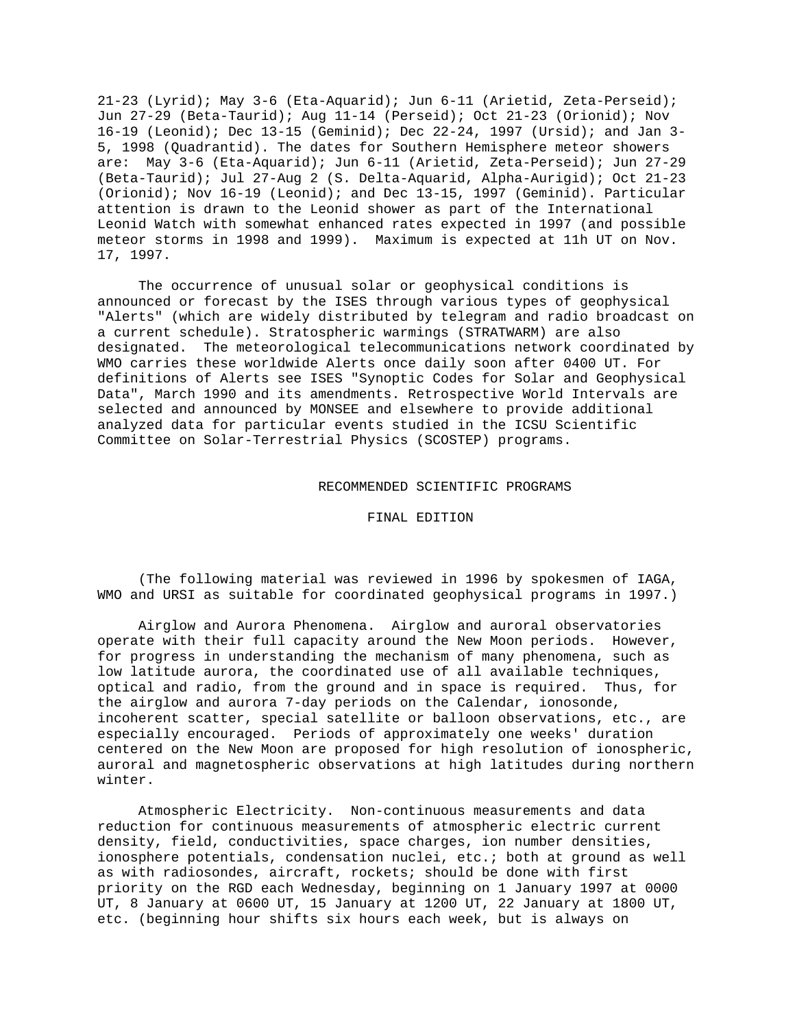21-23 (Lyrid); May 3-6 (Eta-Aquarid); Jun 6-11 (Arietid, Zeta-Perseid); Jun 27-29 (Beta-Taurid); Aug 11-14 (Perseid); Oct 21-23 (Orionid); Nov 16-19 (Leonid); Dec 13-15 (Geminid); Dec 22-24, 1997 (Ursid); and Jan 3-5, 1998 (Quadrantid). The dates for Southern Hemisphere meteor showers are: May 3-6 (Eta-Aquarid); Jun 6-11 (Arietid, Zeta-Perseid); Jun 27-29 (Beta-Taurid); Jul 27-Aug 2 (S. Delta-Aquarid, Alpha-Aurigid); Oct 21-23 (Orionid); Nov 16-19 (Leonid); and Dec 13-15, 1997 (Geminid). Particular attention is drawn to the Leonid shower as part of the International Leonid Watch with somewhat enhanced rates expected in 1997 (and possible meteor storms in 1998 and 1999). Maximum is expected at 11h UT on Nov. 17, 1997.

The occurrence of unusual solar or geophysical conditions is announced or forecast by the ISES through various types of geophysical "Alerts" (which are widely distributed by telegram and radio broadcast on a current schedule). Stratospheric warmings (STRATWARM) are also designated. The meteorological telecommunications network coordinated by WMO carries these worldwide Alerts once daily soon after 0400 UT. For definitions of Alerts see ISES "Synoptic Codes for Solar and Geophysical Data", March 1990 and its amendments. Retrospective World Intervals are selected and announced by MONSEE and elsewhere to provide additional analyzed data for particular events studied in the ICSU Scientific Committee on Solar-Terrestrial Physics (SCOSTEP) programs.

## RECOMMENDED SCIENTIFIC PROGRAMS

### FINAL EDITION

(The following material was reviewed in 1996 by spokesmen of IAGA, WMO and URSI as suitable for coordinated geophysical programs in 1997.)

Airglow and Aurora Phenomena. Airglow and auroral observatories operate with their full capacity around the New Moon periods. However, for progress in understanding the mechanism of many phenomena, such as low latitude aurora, the coordinated use of all available techniques, optical and radio, from the ground and in space is required. Thus, for the airglow and aurora 7-day periods on the Calendar, ionosonde, incoherent scatter, special satellite or balloon observations, etc., are especially encouraged. Periods of approximately one weeks' duration centered on the New Moon are proposed for high resolution of ionospheric, auroral and magnetospheric observations at high latitudes during northern winter.

Atmospheric Electricity. Non-continuous measurements and data reduction for continuous measurements of atmospheric electric current density, field, conductivities, space charges, ion number densities, ionosphere potentials, condensation nuclei, etc.; both at ground as well as with radiosondes, aircraft, rockets; should be done with first priority on the RGD each Wednesday, beginning on 1 January 1997 at 0000 UT, 8 January at 0600 UT, 15 January at 1200 UT, 22 January at 1800 UT, etc. (beginning hour shifts six hours each week, but is always on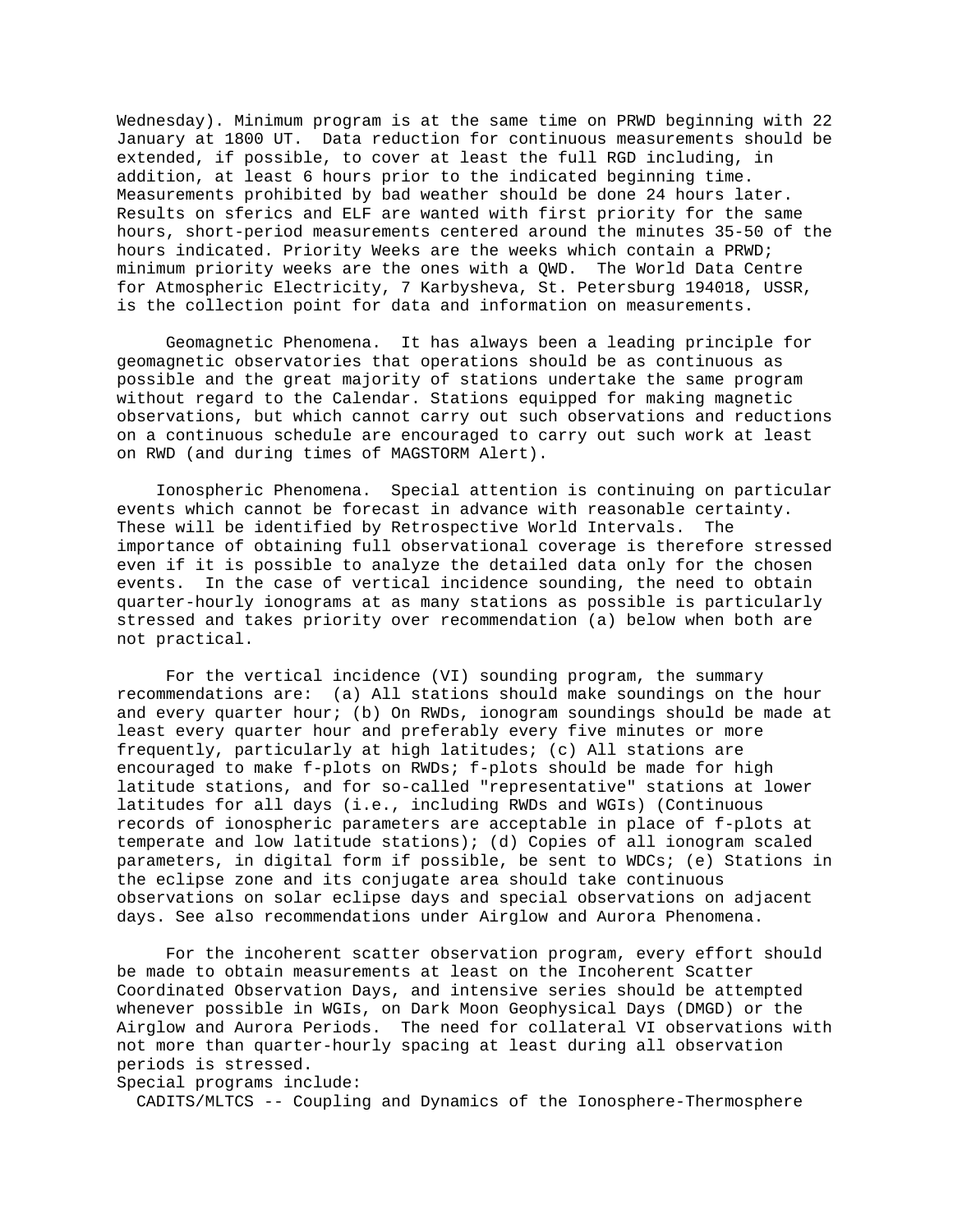Wednesday). Minimum program is at the same time on PRWD beginning with 22 January at 1800 UT. Data reduction for continuous measurements should be extended, if possible, to cover at least the full RGD including, in addition, at least 6 hours prior to the indicated beginning time. Measurements prohibited by bad weather should be done 24 hours later. Results on sferics and ELF are wanted with first priority for the same hours, short-period measurements centered around the minutes 35-50 of the hours indicated. Priority Weeks are the weeks which contain a PRWD; minimum priority weeks are the ones with a QWD. The World Data Centre for Atmospheric Electricity, 7 Karbysheva, St. Petersburg 194018, USSR, is the collection point for data and information on measurements.

Geomagnetic Phenomena. It has always been a leading principle for geomagnetic observatories that operations should be as continuous as possible and the great majority of stations undertake the same program without regard to the Calendar. Stations equipped for making magnetic observations, but which cannot carry out such observations and reductions on a continuous schedule are encouraged to carry out such work at least on RWD (and during times of MAGSTORM Alert).

Ionospheric Phenomena. Special attention is continuing on particular events which cannot be forecast in advance with reasonable certainty. These will be identified by Retrospective World Intervals. The importance of obtaining full observational coverage is therefore stressed even if it is possible to analyze the detailed data only for the chosen events. In the case of vertical incidence sounding, the need to obtain quarter-hourly ionograms at as many stations as possible is particularly stressed and takes priority over recommendation (a) below when both are not practical.

For the vertical incidence (VI) sounding program, the summary recommendations are: (a) All stations should make soundings on the hour and every quarter hour; (b) On RWDs, ionogram soundings should be made at least every quarter hour and preferably every five minutes or more frequently, particularly at high latitudes; (c) All stations are encouraged to make f-plots on RWDs; f-plots should be made for high latitude stations, and for so-called "representative" stations at lower latitudes for all days (i.e., including RWDs and WGIs) (Continuous records of ionospheric parameters are acceptable in place of f-plots at temperate and low latitude stations); (d) Copies of all ionogram scaled parameters, in digital form if possible, be sent to WDCs; (e) Stations in the eclipse zone and its conjugate area should take continuous observations on solar eclipse days and special observations on adjacent days. See also recommendations under Airglow and Aurora Phenomena.

For the incoherent scatter observation program, every effort should be made to obtain measurements at least on the Incoherent Scatter Coordinated Observation Days, and intensive series should be attempted whenever possible in WGIs, on Dark Moon Geophysical Days (DMGD) or the Airglow and Aurora Periods. The need for collateral VI observations with not more than quarter-hourly spacing at least during all observation periods is stressed.

Special programs include:

CADITS/MLTCS -- Coupling and Dynamics of the Ionosphere-Thermosphere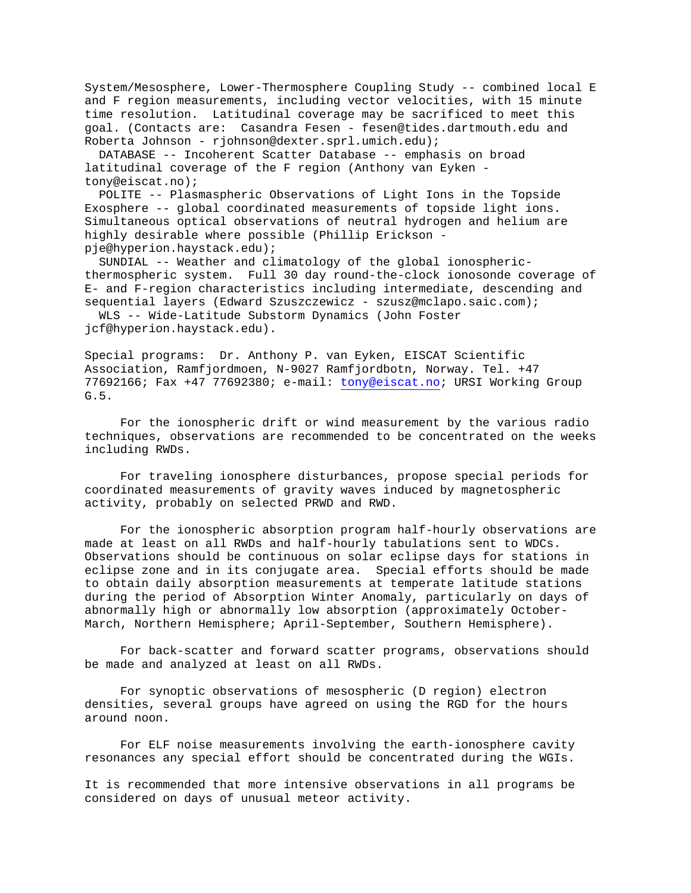System/Mesosphere, Lower-Thermosphere Coupling Study -- combined local E and F region measurements, including vector velocities, with 15 minute time resolution. Latitudinal coverage may be sacrificed to meet this goal. (Contacts are: Casandra Fesen - fesen@tides.dartmouth.edu and Roberta Johnson - rjohnson@dexter.sprl.umich.edu);

DATABASE -- Incoherent Scatter Database -- emphasis on broad latitudinal coverage of the F region (Anthony van Eyken - tony@eiscat.no);

POLITE -- Plasmaspheric Observations of Light Ions in the Topside Exosphere -- global coordinated measurements of topside light ions. Simultaneous optical observations of neutral hydrogen and helium are highly desirable where possible (Phillip Erickson - pje@hyperion.haystack.edu);

SUNDIAL -- Weather and climatology of the global ionospheric-thermospheric system. Full 30 day round-the-clock ionosonde coverage of E- and F-region characteristics including intermediate, descending and sequential layers (Edward Szuszczewicz - szusz@mclapo.saic.com);

WLS -- Wide-Latitude Substorm Dynamics (John Foster jcf@hyperion.haystack.edu).

Special programs: Dr. Anthony P. van Eyken, EISCAT Scientific Association, Ramfjordmoen, N-9027 Ramfjordbotn, Norway. Tel. +47 77692166; Fax +47 77692380; e-mail: tony@eiscat.no; URSI Working Group G.5.

For the ionospheric drift or wind measurement by the various radio techniques, observations are recommended to be concentrated on the weeks including RWDs.

For traveling ionosphere disturbances, propose special periods for coordinated measurements of gravity waves induced by magnetospheric activity, probably on selected PRWD and RWD.

For the ionospheric absorption program half-hourly observations are made at least on all RWDs and half-hourly tabulations sent to WDCs. Observations should be continuous on solar eclipse days for stations in eclipse zone and in its conjugate area. Special efforts should be made to obtain daily absorption measurements at temperate latitude stations during the period of Absorption Winter Anomaly, particularly on days of abnormally high or abnormally low absorption (approximately October-March, Northern Hemisphere; April-September, Southern Hemisphere).

For back-scatter and forward scatter programs, observations should be made and analyzed at least on all RWDs.

For synoptic observations of mesospheric (D region) electron densities, several groups have agreed on using the RGD for the hours around noon.

For ELF noise measurements involving the earth-ionosphere cavity resonances any special effort should be concentrated during the WGIs.

It is recommended that more intensive observations in all programs be considered on days of unusual meteor activity.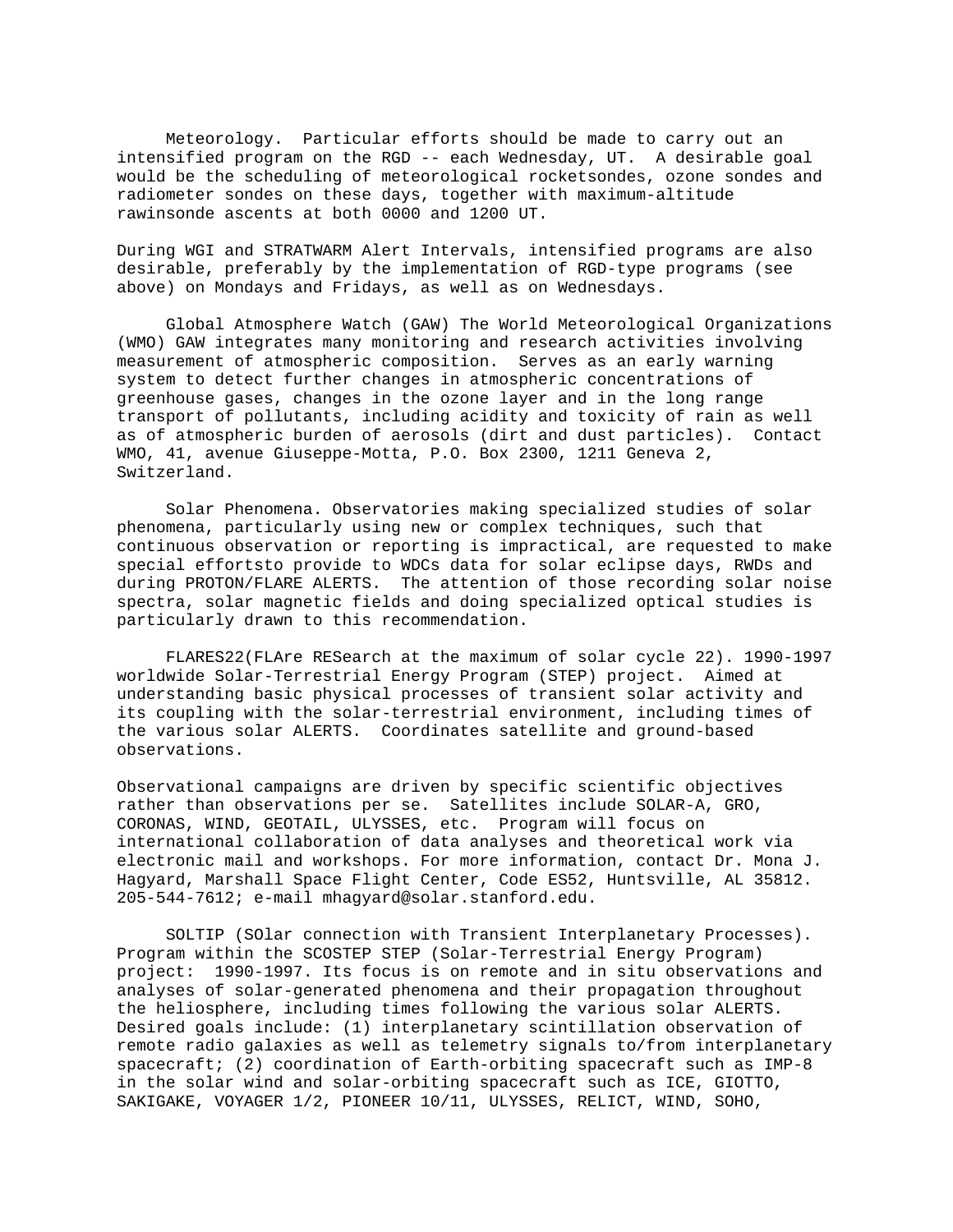Meteorology. Particular efforts should be made to carry out an intensified program on the RGD -- each Wednesday, UT. A desirable goal would be the scheduling of meteorological rocketsondes, ozone sondes and radiometer sondes on these days, together with maximum-altitude rawinsonde ascents at both 0000 and 1200 UT.

During WGI and STRATWARM Alert Intervals, intensified programs are also desirable, preferably by the implementation of RGD-type programs (see above) on Mondays and Fridays, as well as on Wednesdays.

Global Atmosphere Watch (GAW) The World Meteorological Organizations (WMO) GAW integrates many monitoring and research activities involving measurement of atmospheric composition. Serves as an early warning system to detect further changes in atmospheric concentrations of greenhouse gases, changes in the ozone layer and in the long range transport of pollutants, including acidity and toxicity of rain as well as of atmospheric burden of aerosols (dirt and dust particles). Contact WMO, 41, avenue Giuseppe-Motta, P.O. Box 2300, 1211 Geneva 2, Switzerland.

Solar Phenomena. Observatories making specialized studies of solar phenomena, particularly using new or complex techniques, such that continuous observation or reporting is impractical, are requested to make special effortsto provide to WDCs data for solar eclipse days, RWDs and during PROTON/FLARE ALERTS. The attention of those recording solar noise spectra, solar magnetic fields and doing specialized optical studies is particularly drawn to this recommendation.

FLARES22(FLAre RESearch at the maximum of solar cycle 22). 1990-1997 worldwide Solar-Terrestrial Energy Program (STEP) project. Aimed at understanding basic physical processes of transient solar activity and its coupling with the solar-terrestrial environment, including times of the various solar ALERTS. Coordinates satellite and ground-based observations.

Observational campaigns are driven by specific scientific objectives rather than observations per se. Satellites include SOLAR-A, GRO, CORONAS, WIND, GEOTAIL, ULYSSES, etc. Program will focus on international collaboration of data analyses and theoretical work via electronic mail and workshops. For more information, contact Dr. Mona J. Hagyard, Marshall Space Flight Center, Code ES52, Huntsville, AL 35812. 205-544-7612; e-mail mhagyard@solar.stanford.edu.

SOLTIP (SOlar connection with Transient Interplanetary Processes). Program within the SCOSTEP STEP (Solar-Terrestrial Energy Program) project: 1990-1997. Its focus is on remote and in situ observations and analyses of solar-generated phenomena and their propagation throughout the heliosphere, including times following the various solar ALERTS. Desired goals include: (1) interplanetary scintillation observation of remote radio galaxies as well as telemetry signals to/from interplanetary spacecraft; (2) coordination of Earth-orbiting spacecraft such as IMP-8 in the solar wind and solar-orbiting spacecraft such as ICE, GIOTTO, SAKIGAKE, VOYAGER 1/2, PIONEER 10/11, ULYSSES, RELICT, WIND, SOHO,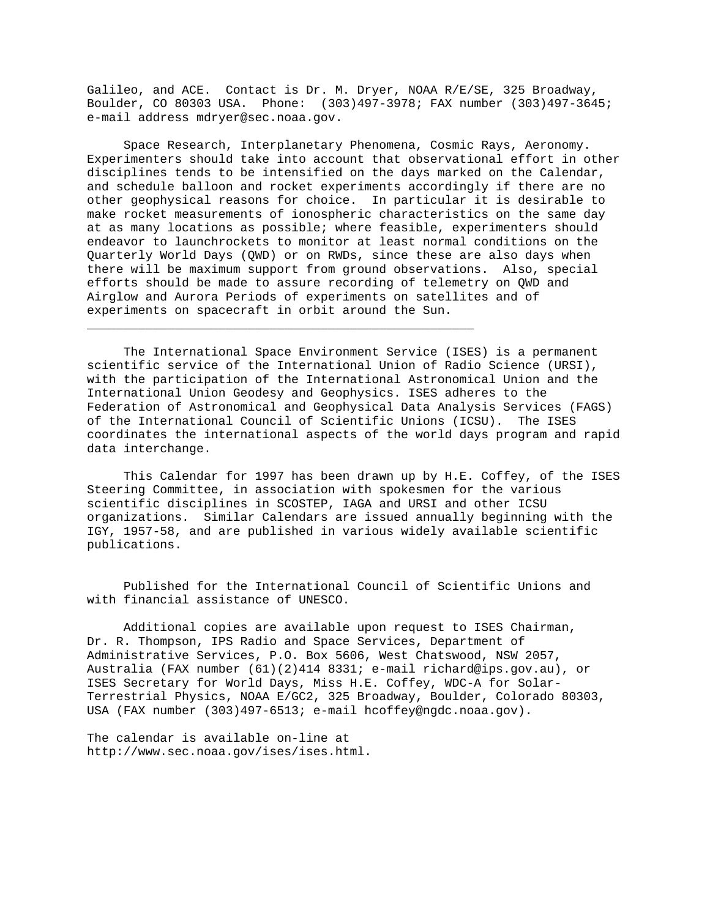Galileo, and ACE. Contact is Dr. M. Dryer, NOAA R/E/SE, 325 Broadway, Boulder, CO 80303 USA. Phone: (303)497-3978; FAX number (303)497-3645; e-mail address mdryer@sec.noaa.gov.

Space Research, Interplanetary Phenomena, Cosmic Rays, Aeronomy. Experimenters should take into account that observational effort in other disciplines tends to be intensified on the days marked on the Calendar, and schedule balloon and rocket experiments accordingly if there are no other geophysical reasons for choice. In particular it is desirable to make rocket measurements of ionospheric characteristics on the same day at as many locations as possible; where feasible, experimenters should endeavor to launchrockets to monitor at least normal conditions on the Quarterly World Days (QWD) or on RWDs, since these are also days when there will be maximum support from ground observations. Also, special efforts should be made to assure recording of telemetry on QWD and Airglow and Aurora Periods of experiments on satellites and of experiments on spacecraft in orbit around the Sun.

---

The International Space Environment Service (ISES) is a permanent scientific service of the International Union of Radio Science (URSI), with the participation of the International Astronomical Union and the International Union Geodesy and Geophysics. ISES adheres to the Federation of Astronomical and Geophysical Data Analysis Services (FAGS) of the International Council of Scientific Unions (ICSU). The ISES coordinates the international aspects of the world days program and rapid data interchange.

This Calendar for 1997 has been drawn up by H.E. Coffey, of the ISES Steering Committee, in association with spokesmen for the various scientific disciplines in SCOSTEP, IAGA and URSI and other ICSU organizations. Similar Calendars are issued annually beginning with the IGY, 1957-58, and are published in various widely available scientific publications.

Published for the International Council of Scientific Unions and with financial assistance of UNESCO.

Additional copies are available upon request to ISES Chairman, Dr. R. Thompson, IPS Radio and Space Services, Department of Administrative Services, P.O. Box 5606, West Chatswood, NSW 2057, Australia (FAX number (61)(2)414 8331; e-mail richard@ips.gov.au), or ISES Secretary for World Days, Miss H.E. Coffey, WDC-A for Solar-Terrestrial Physics, NOAA E/GC2, 325 Broadway, Boulder, Colorado 80303, USA (FAX number (303)497-6513; e-mail hcoffey@ngdc.noaa.gov).

The calendar is available on-line at http://www.sec.noaa.gov/ises/ises.html.